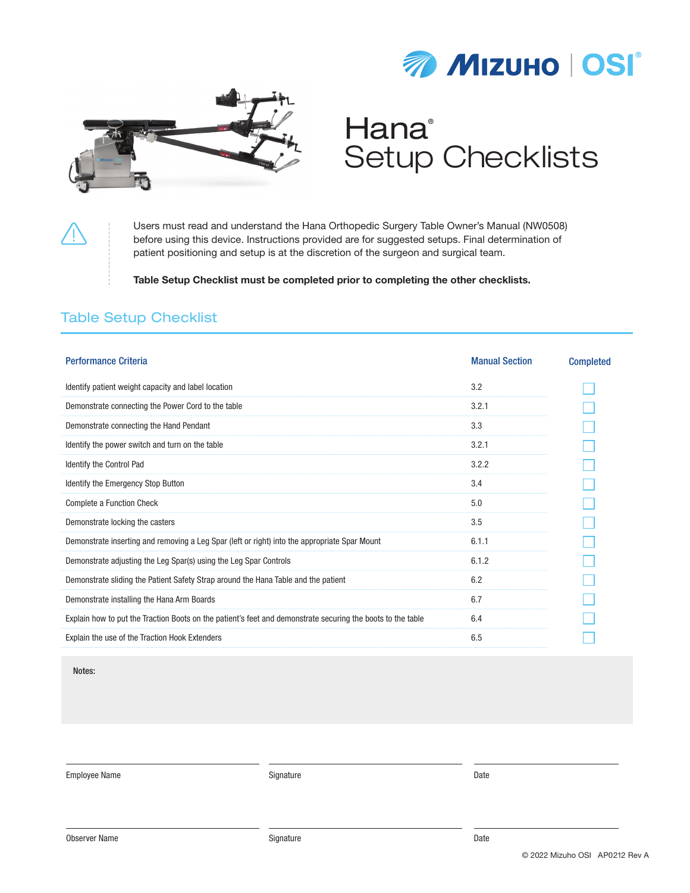# Hana® Setup Checklists

Users must read and understand the Hana Orthopedic Surgery Table Owner's Manual (NW0508) before using this device. Instructions provided are for suggested setups. Final determination of patient positioning and setup is at the discretion of the surgeon and surgical team.

**Table Setup Checklist must be completed prior to completing the other checklists.**

## Table Setup Checklist

| Performance Criteria | Manual Section | Completed |
|---|---|---|
| Identify patient weight capacity and label location | 3.2 | ☐ |
| Demonstrate connecting the Power Cord to the table | 3.2.1 | ☐ |
| Demonstrate connecting the Hand Pendant | 3.3 | ☐ |
| Identify the power switch and turn on the table | 3.2.1 | ☐ |
| Identify the Control Pad | 3.2.2 | ☐ |
| Identify the Emergency Stop Button | 3.4 | ☐ |
| Complete a Function Check | 5.0 | ☐ |
| Demonstrate locking the casters | 3.5 | ☐ |
| Demonstrate inserting and removing a Leg Spar (left or right) into the appropriate Spar Mount | 6.1.1 | ☐ |
| Demonstrate adjusting the Leg Spar(s) using the Leg Spar Controls | 6.1.2 | ☐ |
| Demonstrate sliding the Patient Safety Strap around the Hana Table and the patient | 6.2 | ☐ |
| Demonstrate installing the Hana Arm Boards | 6.7 | ☐ |
| Explain how to put the Traction Boots on the patient's feet and demonstrate securing the boots to the table | 6.4 | ☐ |
| Explain the use of the Traction Hook Extenders | 6.5 | ☐ |

Notes:

| Employee Name | Signature | Date |
|---|---|---|
| | | |

| Observer Name | Signature | Date |
|---|---|---|
| | | |

© 2022 Mizuho OSI AP0212 Rev A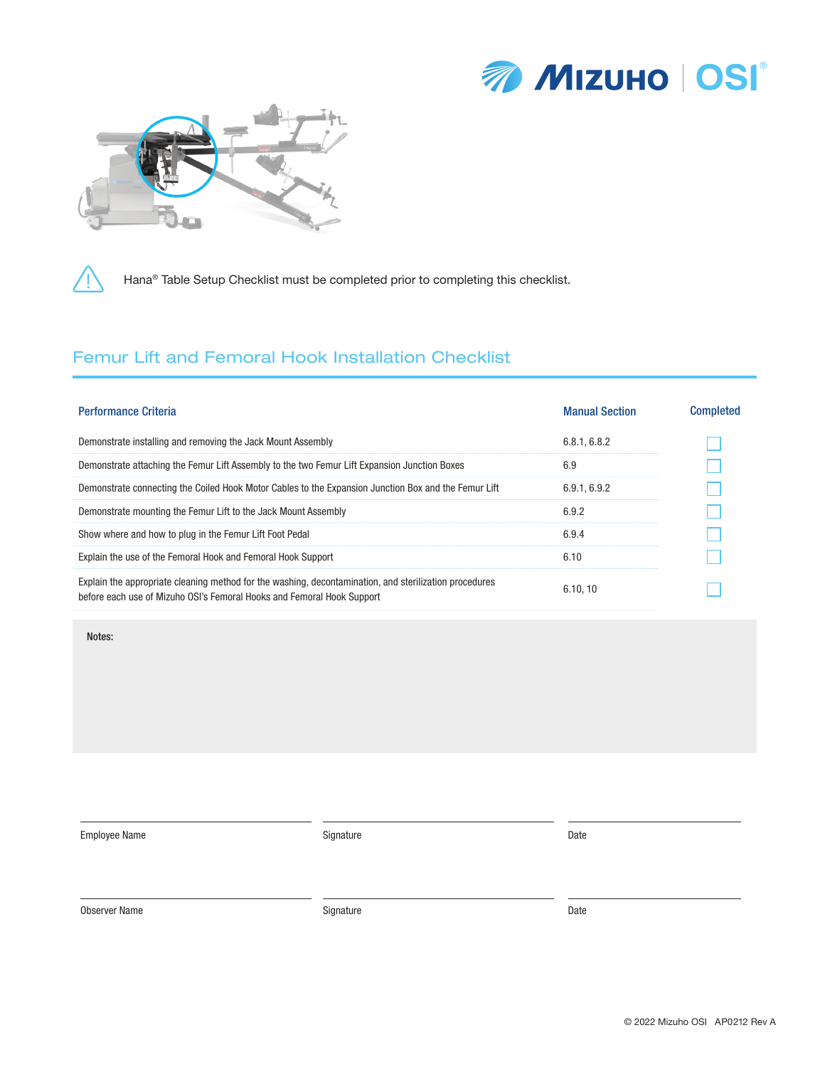Hana® Table Setup Checklist must be completed prior to completing this checklist.

## Femur Lift and Femoral Hook Installation Checklist

| Performance Criteria | Manual Section | Completed |
|---|---|---|
| Demonstrate installing and removing the Jack Mount Assembly | 6.8.1, 6.8.2 | ☐ |
| Demonstrate attaching the Femur Lift Assembly to the two Femur Lift Expansion Junction Boxes | 6.9 | ☐ |
| Demonstrate connecting the Coiled Hook Motor Cables to the Expansion Junction Box and the Femur Lift | 6.9.1, 6.9.2 | ☐ |
| Demonstrate mounting the Femur Lift to the Jack Mount Assembly | 6.9.2 | ☐ |
| Show where and how to plug in the Femur Lift Foot Pedal | 6.9.4 | ☐ |
| Explain the use of the Femoral Hook and Femoral Hook Support | 6.10 | ☐ |
| Explain the appropriate cleaning method for the washing, decontamination, and sterilization procedures before each use of Mizuho OSI's Femoral Hooks and Femoral Hook Support | 6.10, 10 | ☐ |

**Notes:**

Employee Name ______________________ Signature ______________________ Date ______________________

Observer Name ______________________ Signature ______________________ Date ______________________

© 2022 Mizuho OSI AP0212 Rev A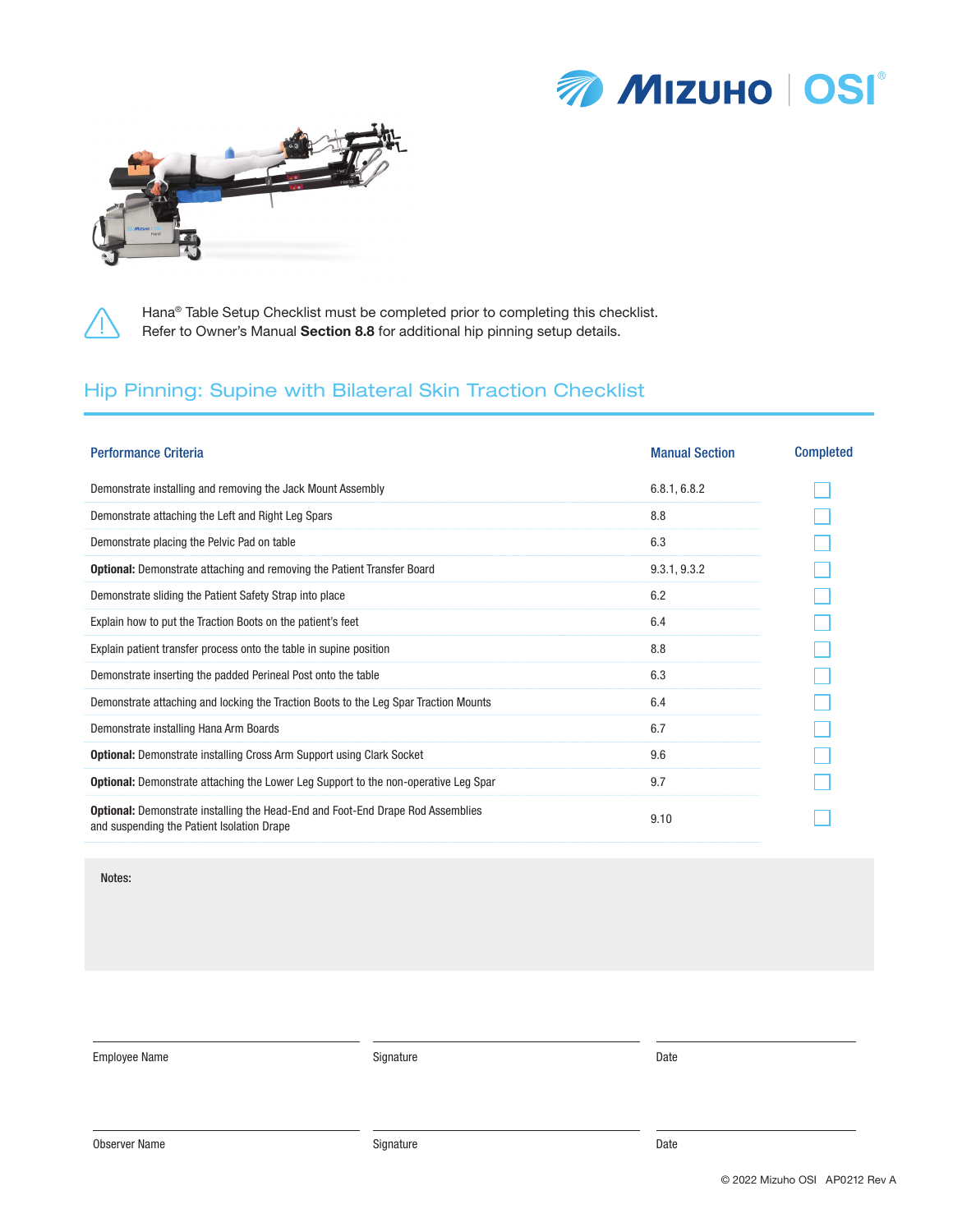Hana® Table Setup Checklist must be completed prior to completing this checklist.
Refer to Owner's Manual **Section 8.8** for additional hip pinning setup details.

## Hip Pinning: Supine with Bilateral Skin Traction Checklist

| Performance Criteria | Manual Section | Completed |
|---|---|---|
| Demonstrate installing and removing the Jack Mount Assembly | 6.8.1, 6.8.2 | ☐ |
| Demonstrate attaching the Left and Right Leg Spars | 8.8 | ☐ |
| Demonstrate placing the Pelvic Pad on table | 6.3 | ☐ |
| **Optional:** Demonstrate attaching and removing the Patient Transfer Board | 9.3.1, 9.3.2 | ☐ |
| Demonstrate sliding the Patient Safety Strap into place | 6.2 | ☐ |
| Explain how to put the Traction Boots on the patient's feet | 6.4 | ☐ |
| Explain patient transfer process onto the table in supine position | 8.8 | ☐ |
| Demonstrate inserting the padded Perineal Post onto the table | 6.3 | ☐ |
| Demonstrate attaching and locking the Traction Boots to the Leg Spar Traction Mounts | 6.4 | ☐ |
| Demonstrate installing Hana Arm Boards | 6.7 | ☐ |
| **Optional:** Demonstrate installing Cross Arm Support using Clark Socket | 9.6 | ☐ |
| **Optional:** Demonstrate attaching the Lower Leg Support to the non-operative Leg Spar | 9.7 | ☐ |
| **Optional:** Demonstrate installing the Head-End and Foot-End Drape Rod Assemblies and suspending the Patient Isolation Drape | 9.10 | ☐ |

Notes:

| Employee Name | Signature | Date |
|---|---|---|
| Observer Name | Signature | Date |

© 2022 Mizuho OSI AP0212 Rev A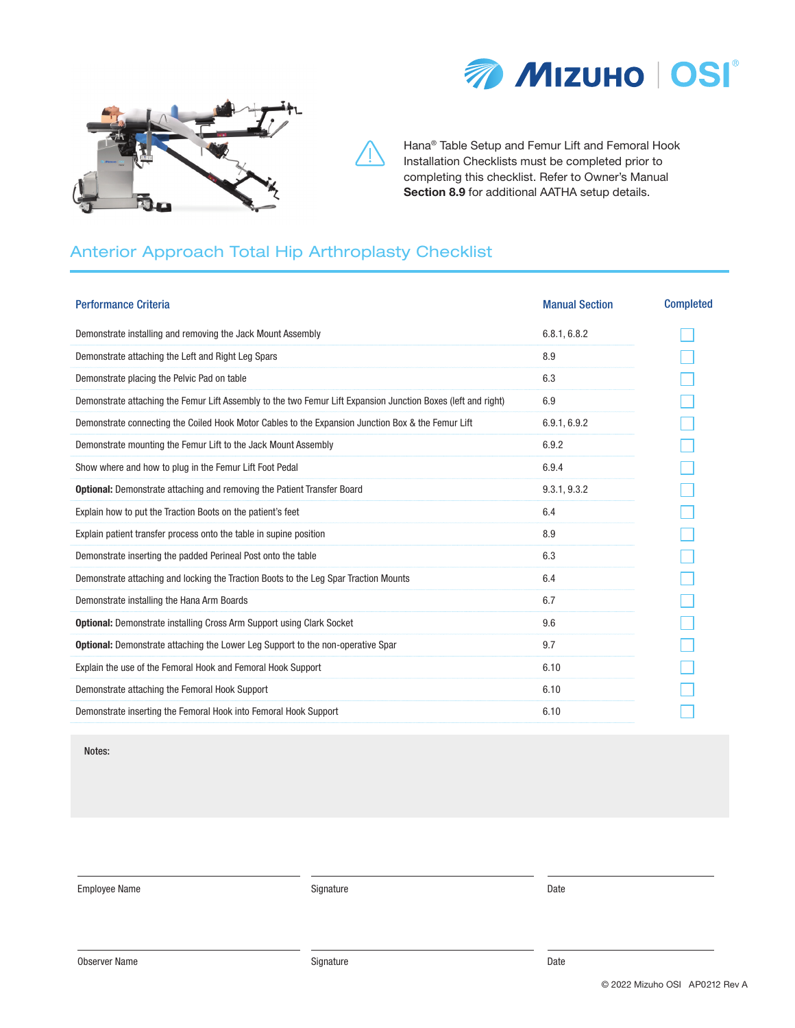Hana® Table Setup and Femur Lift and Femoral Hook Installation Checklists must be completed prior to completing this checklist. Refer to Owner's Manual **Section 8.9** for additional AATHA setup details.

## Anterior Approach Total Hip Arthroplasty Checklist

| Performance Criteria | Manual Section | Completed |
|---|---|---|
| Demonstrate installing and removing the Jack Mount Assembly | 6.8.1, 6.8.2 | ☐ |
| Demonstrate attaching the Left and Right Leg Spars | 8.9 | ☐ |
| Demonstrate placing the Pelvic Pad on table | 6.3 | ☐ |
| Demonstrate attaching the Femur Lift Assembly to the two Femur Lift Expansion Junction Boxes (left and right) | 6.9 | ☐ |
| Demonstrate connecting the Coiled Hook Motor Cables to the Expansion Junction Box & the Femur Lift | 6.9.1, 6.9.2 | ☐ |
| Demonstrate mounting the Femur Lift to the Jack Mount Assembly | 6.9.2 | ☐ |
| Show where and how to plug in the Femur Lift Foot Pedal | 6.9.4 | ☐ |
| **Optional:** Demonstrate attaching and removing the Patient Transfer Board | 9.3.1, 9.3.2 | ☐ |
| Explain how to put the Traction Boots on the patient's feet | 6.4 | ☐ |
| Explain patient transfer process onto the table in supine position | 8.9 | ☐ |
| Demonstrate inserting the padded Perineal Post onto the table | 6.3 | ☐ |
| Demonstrate attaching and locking the Traction Boots to the Leg Spar Traction Mounts | 6.4 | ☐ |
| Demonstrate installing the Hana Arm Boards | 6.7 | ☐ |
| **Optional:** Demonstrate installing Cross Arm Support using Clark Socket | 9.6 | ☐ |
| **Optional:** Demonstrate attaching the Lower Leg Support to the non-operative Spar | 9.7 | ☐ |
| Explain the use of the Femoral Hook and Femoral Hook Support | 6.10 | ☐ |
| Demonstrate attaching the Femoral Hook Support | 6.10 | ☐ |
| Demonstrate inserting the Femoral Hook into Femoral Hook Support | 6.10 | ☐ |

**Notes:**

| Employee Name | Signature | Date |
|---|---|---|
| | | |

| Observer Name | Signature | Date |
|---|---|---|
| | | |

© 2022 Mizuho OSI AP0212 Rev A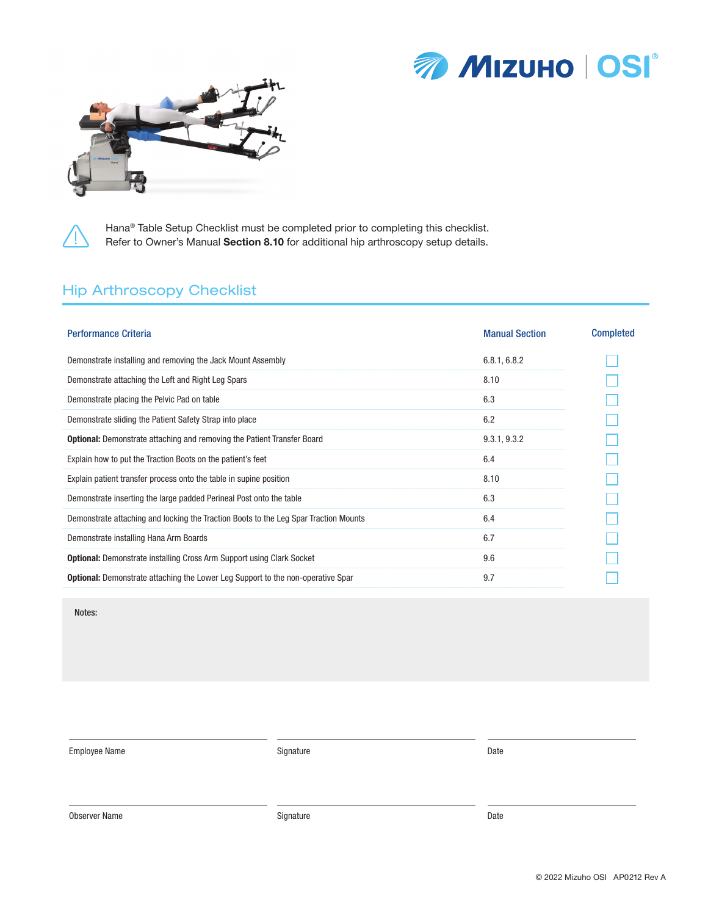Hana® Table Setup Checklist must be completed prior to completing this checklist.
Refer to Owner's Manual **Section 8.10** for additional hip arthroscopy setup details.

## Hip Arthroscopy Checklist

| Performance Criteria | Manual Section | Completed |
|---|---|---|
| Demonstrate installing and removing the Jack Mount Assembly | 6.8.1, 6.8.2 | ☐ |
| Demonstrate attaching the Left and Right Leg Spars | 8.10 | ☐ |
| Demonstrate placing the Pelvic Pad on table | 6.3 | ☐ |
| Demonstrate sliding the Patient Safety Strap into place | 6.2 | ☐ |
| **Optional:** Demonstrate attaching and removing the Patient Transfer Board | 9.3.1, 9.3.2 | ☐ |
| Explain how to put the Traction Boots on the patient's feet | 6.4 | ☐ |
| Explain patient transfer process onto the table in supine position | 8.10 | ☐ |
| Demonstrate inserting the large padded Perineal Post onto the table | 6.3 | ☐ |
| Demonstrate attaching and locking the Traction Boots to the Leg Spar Traction Mounts | 6.4 | ☐ |
| Demonstrate installing Hana Arm Boards | 6.7 | ☐ |
| **Optional:** Demonstrate installing Cross Arm Support using Clark Socket | 9.6 | ☐ |
| **Optional:** Demonstrate attaching the Lower Leg Support to the non-operative Spar | 9.7 | ☐ |

Notes:

| | | |
|---|---|---|
| Employee Name | Signature | Date |
| Observer Name | Signature | Date |

© 2022 Mizuho OSI AP0212 Rev A